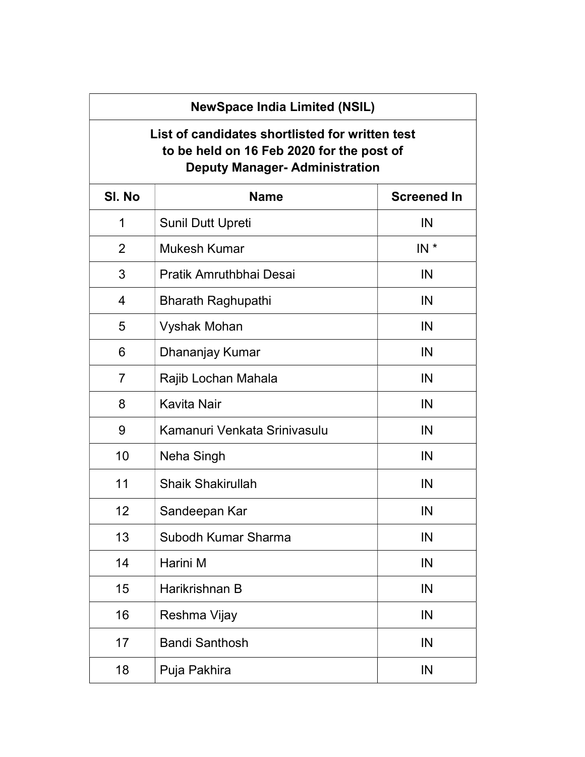| NewSpace India Limited (NSIL) | | |
|---|---|---|
| **List of candidates shortlisted for written test to be held on 16 Feb 2020 for the post of Deputy Manager- Administration** | | |
| **Sl. No** | **Name** | **Screened In** |
| 1 | Sunil Dutt Upreti | IN |
| 2 | Mukesh Kumar | IN * |
| 3 | Pratik Amruthbhai Desai | IN |
| 4 | Bharath Raghupathi | IN |
| 5 | Vyshak Mohan | IN |
| 6 | Dhananjay Kumar | IN |
| 7 | Rajib Lochan Mahala | IN |
| 8 | Kavita Nair | IN |
| 9 | Kamanuri Venkata Srinivasulu | IN |
| 10 | Neha Singh | IN |
| 11 | Shaik Shakirullah | IN |
| 12 | Sandeepan Kar | IN |
| 13 | Subodh Kumar Sharma | IN |
| 14 | Harini M | IN |
| 15 | Harikrishnan B | IN |
| 16 | Reshma Vijay | IN |
| 17 | Bandi Santhosh | IN |
| 18 | Puja Pakhira | IN |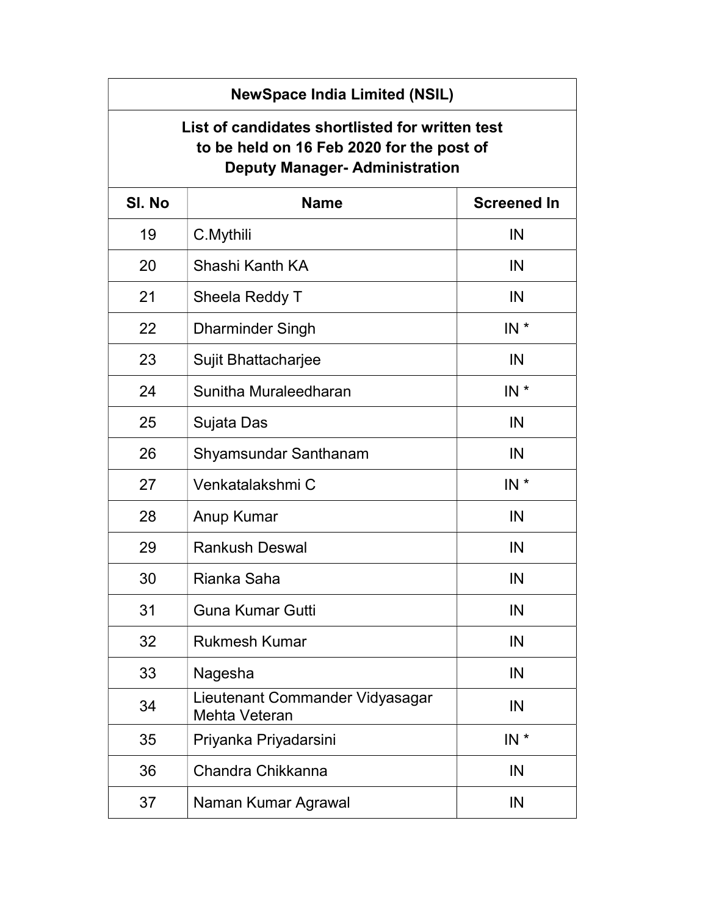| NewSpace India Limited (NSIL) | | |
|---|---|---|
| **List of candidates shortlisted for written test to be held on 16 Feb 2020 for the post of Deputy Manager- Administration** | | |
| **Sl. No** | **Name** | **Screened In** |
| 19 | C.Mythili | IN |
| 20 | Shashi Kanth KA | IN |
| 21 | Sheela Reddy T | IN |
| 22 | Dharminder Singh | IN * |
| 23 | Sujit Bhattacharjee | IN |
| 24 | Sunitha Muraleedharan | IN * |
| 25 | Sujata Das | IN |
| 26 | Shyamsundar Santhanam | IN |
| 27 | Venkatalakshmi C | IN * |
| 28 | Anup Kumar | IN |
| 29 | Rankush Deswal | IN |
| 30 | Rianka Saha | IN |
| 31 | Guna Kumar Gutti | IN |
| 32 | Rukmesh Kumar | IN |
| 33 | Nagesha | IN |
| 34 | Lieutenant Commander Vidyasagar Mehta Veteran | IN |
| 35 | Priyanka Priyadarsini | IN * |
| 36 | Chandra Chikkanna | IN |
| 37 | Naman Kumar Agrawal | IN |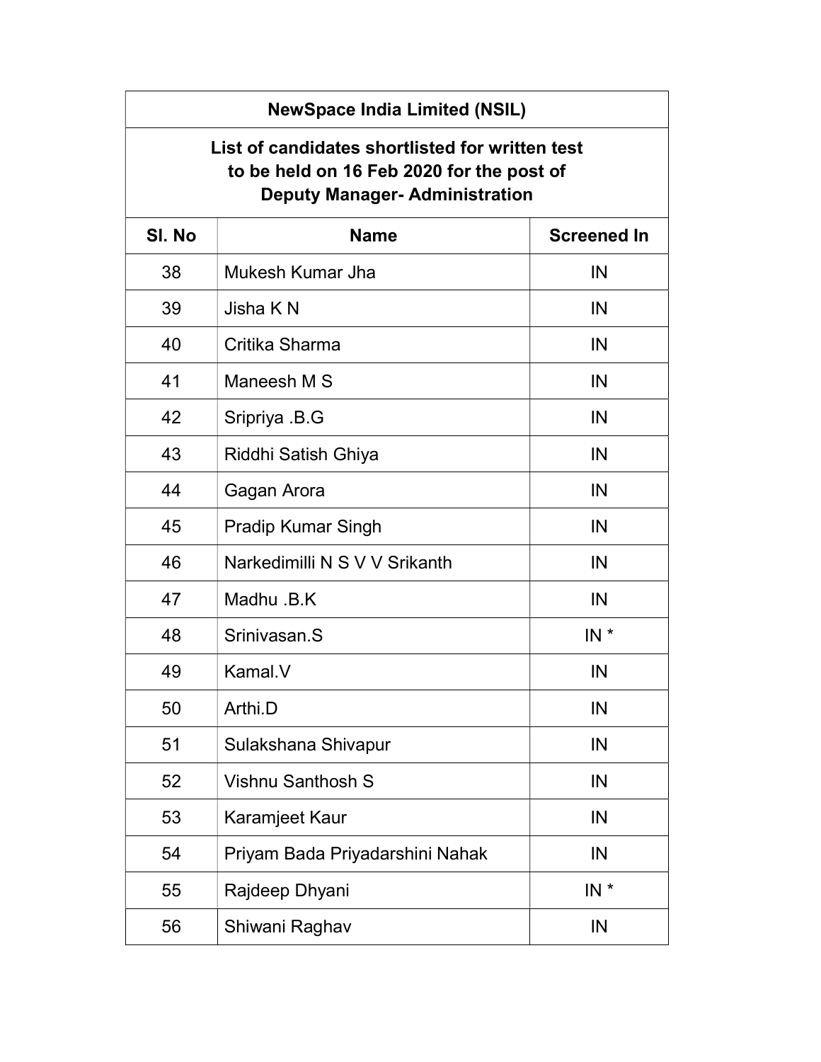| NewSpace India Limited (NSIL) | | |
|---|---|---|
| **List of candidates shortlisted for written test to be held on 16 Feb 2020 for the post of Deputy Manager- Administration** | | |
| **Sl. No** | **Name** | **Screened In** |
| 38 | Mukesh Kumar Jha | IN |
| 39 | Jisha K N | IN |
| 40 | Critika Sharma | IN |
| 41 | Maneesh M S | IN |
| 42 | Sripriya .B.G | IN |
| 43 | Riddhi Satish Ghiya | IN |
| 44 | Gagan Arora | IN |
| 45 | Pradip Kumar Singh | IN |
| 46 | Narkedimilli N S V V Srikanth | IN |
| 47 | Madhu .B.K | IN |
| 48 | Srinivasan.S | IN * |
| 49 | Kamal.V | IN |
| 50 | Arthi.D | IN |
| 51 | Sulakshana Shivapur | IN |
| 52 | Vishnu Santhosh S | IN |
| 53 | Karamjeet Kaur | IN |
| 54 | Priyam Bada Priyadarshini Nahak | IN |
| 55 | Rajdeep Dhyani | IN * |
| 56 | Shiwani Raghav | IN |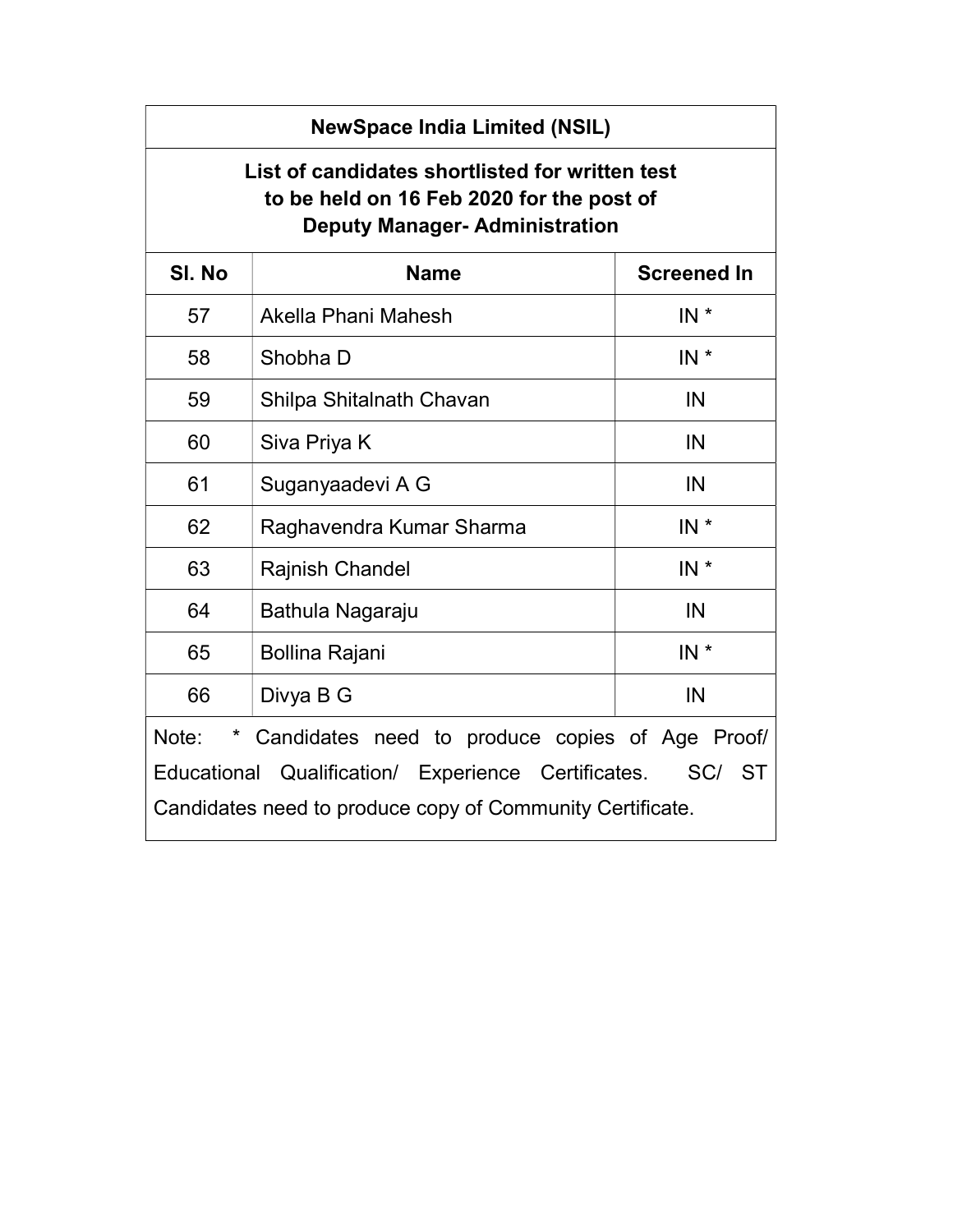## NewSpace India Limited (NSIL)

### List of candidates shortlisted for written test to be held on 16 Feb 2020 for the post of Deputy Manager- Administration

| Sl. No | Name | Screened In |
|---|---|---|
| 57 | Akella Phani Mahesh | IN * |
| 58 | Shobha D | IN * |
| 59 | Shilpa Shitalnath Chavan | IN |
| 60 | Siva Priya K | IN |
| 61 | Suganyaadevi A G | IN |
| 62 | Raghavendra Kumar Sharma | IN * |
| 63 | Rajnish Chandel | IN * |
| 64 | Bathula Nagaraju | IN |
| 65 | Bollina Rajani | IN * |
| 66 | Divya B G | IN |

Note: * Candidates need to produce copies of Age Proof/ Educational Qualification/ Experience Certificates. SC/ ST Candidates need to produce copy of Community Certificate.